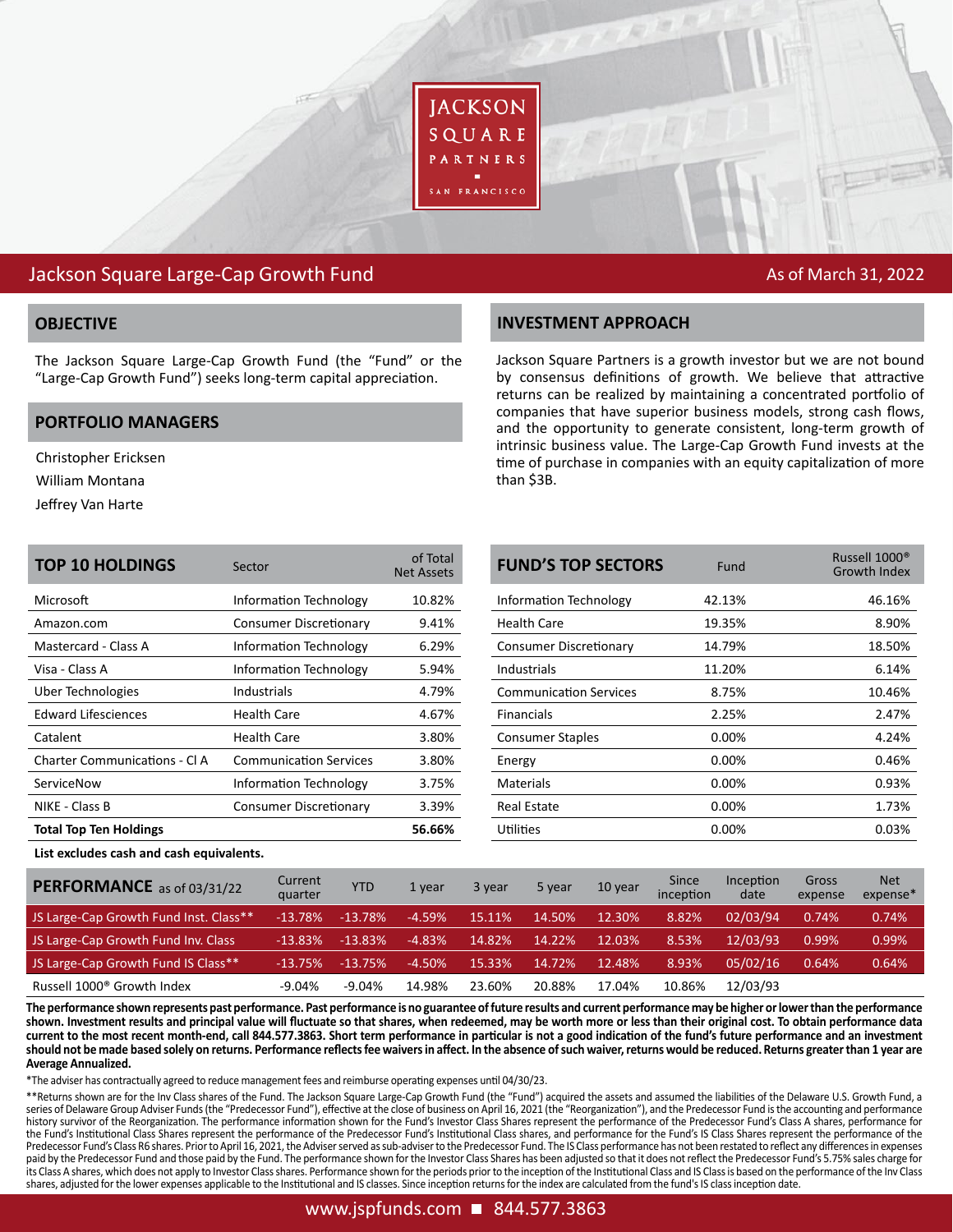# Jackson Square Large-Cap Growth Fund

As of March 31, 2022

## OBJECTIVE

The Jackson Square Large-Cap Growth Fund (the "Fund" or the "Large-Cap Growth Fund") seeks long-term capital appreciation.

## PORTFOLIO MANAGERS

Christopher Ericksen
William Montana
Jeffrey Van Harte

## INVESTMENT APPROACH

Jackson Square Partners is a growth investor but we are not bound by consensus definitions of growth. We believe that attractive returns can be realized by maintaining a concentrated portfolio of companies that have superior business models, strong cash flows, and the opportunity to generate consistent, long-term growth of intrinsic business value. The Large-Cap Growth Fund invests at the time of purchase in companies with an equity capitalization of more than $3B.

| TOP 10 HOLDINGS | Sector | of Total Net Assets |
|---|---|---|
| Microsoft | Information Technology | 10.82% |
| Amazon.com | Consumer Discretionary | 9.41% |
| Mastercard - Class A | Information Technology | 6.29% |
| Visa - Class A | Information Technology | 5.94% |
| Uber Technologies | Industrials | 4.79% |
| Edward Lifesciences | Health Care | 4.67% |
| Catalent | Health Care | 3.80% |
| Charter Communications - Cl A | Communication Services | 3.80% |
| ServiceNow | Information Technology | 3.75% |
| NIKE - Class B | Consumer Discretionary | 3.39% |
| **Total Top Ten Holdings** | | **56.66%** |

**List excludes cash and cash equivalents.**

| FUND'S TOP SECTORS | Fund | Russell 1000® Growth Index |
|---|---|---|
| Information Technology | 42.13% | 46.16% |
| Health Care | 19.35% | 8.90% |
| Consumer Discretionary | 14.79% | 18.50% |
| Industrials | 11.20% | 6.14% |
| Communication Services | 8.75% | 10.46% |
| Financials | 2.25% | 2.47% |
| Consumer Staples | 0.00% | 4.24% |
| Energy | 0.00% | 0.46% |
| Materials | 0.00% | 0.93% |
| Real Estate | 0.00% | 1.73% |
| Utilities | 0.00% | 0.03% |

| PERFORMANCE as of 03/31/22 | Current quarter | YTD | 1 year | 3 year | 5 year | 10 year | Since inception | Inception date | Gross expense | Net expense* |
|---|---|---|---|---|---|---|---|---|---|---|
| JS Large-Cap Growth Fund Inst. Class** | -13.78% | -13.78% | -4.59% | 15.11% | 14.50% | 12.30% | 8.82% | 02/03/94 | 0.74% | 0.74% |
| JS Large-Cap Growth Fund Inv. Class | -13.83% | -13.83% | -4.83% | 14.82% | 14.22% | 12.03% | 8.53% | 12/03/93 | 0.99% | 0.99% |
| JS Large-Cap Growth Fund IS Class** | -13.75% | -13.75% | -4.50% | 15.33% | 14.72% | 12.48% | 8.93% | 05/02/16 | 0.64% | 0.64% |
| Russell 1000® Growth Index | -9.04% | -9.04% | 14.98% | 23.60% | 20.88% | 17.04% | 10.86% | 12/03/93 | | |

**The performance shown represents past performance. Past performance is no guarantee of future results and current performance may be higher or lower than the performance shown. Investment results and principal value will fluctuate so that shares, when redeemed, may be worth more or less than their original cost. To obtain performance data current to the most recent month-end, call 844.577.3863. Short term performance in particular is not a good indication of the fund's future performance and an investment should not be made based solely on returns. Performance reflects fee waivers in affect. In the absence of such waiver, returns would be reduced. Returns greater than 1 year are Average Annualized.**

*The adviser has contractually agreed to reduce management fees and reimburse operating expenses until 04/30/23.

**Returns shown are for the Inv Class shares of the Fund. The Jackson Square Large-Cap Growth Fund (the "Fund") acquired the assets and assumed the liabilities of the Delaware U.S. Growth Fund, a series of Delaware Group Adviser Funds (the "Predecessor Fund"), effective at the close of business on April 16, 2021 (the "Reorganization"), and the Predecessor Fund is the accounting and performance history survivor of the Reorganization. The performance information shown for the Fund's Investor Class Shares represent the performance of the Predecessor Fund's Class A shares, performance for the Fund's Institutional Class Shares represent the performance of the Predecessor Fund's Institutional Class shares, and performance for the Fund's IS Class Shares represent the performance of the Predecessor Fund's Class R6 shares. Prior to April 16, 2021, the Adviser served as sub-adviser to the Predecessor Fund. The IS Class performance has not been restated to reflect any differences in expenses paid by the Predecessor Fund and those paid by the Fund. The performance shown for the Investor Class Shares has been adjusted so that it does not reflect the Predecessor Fund's 5.75% sales charge for its Class A shares, which does not apply to Investor Class shares. Performance shown for the periods prior to the inception of the Institutional Class and IS Class is based on the performance of the Inv Class shares, adjusted for the lower expenses applicable to the Institutional and IS classes. Since inception returns for the index are calculated from the fund's IS class inception date.

www.jspfunds.com ■ 844.577.3863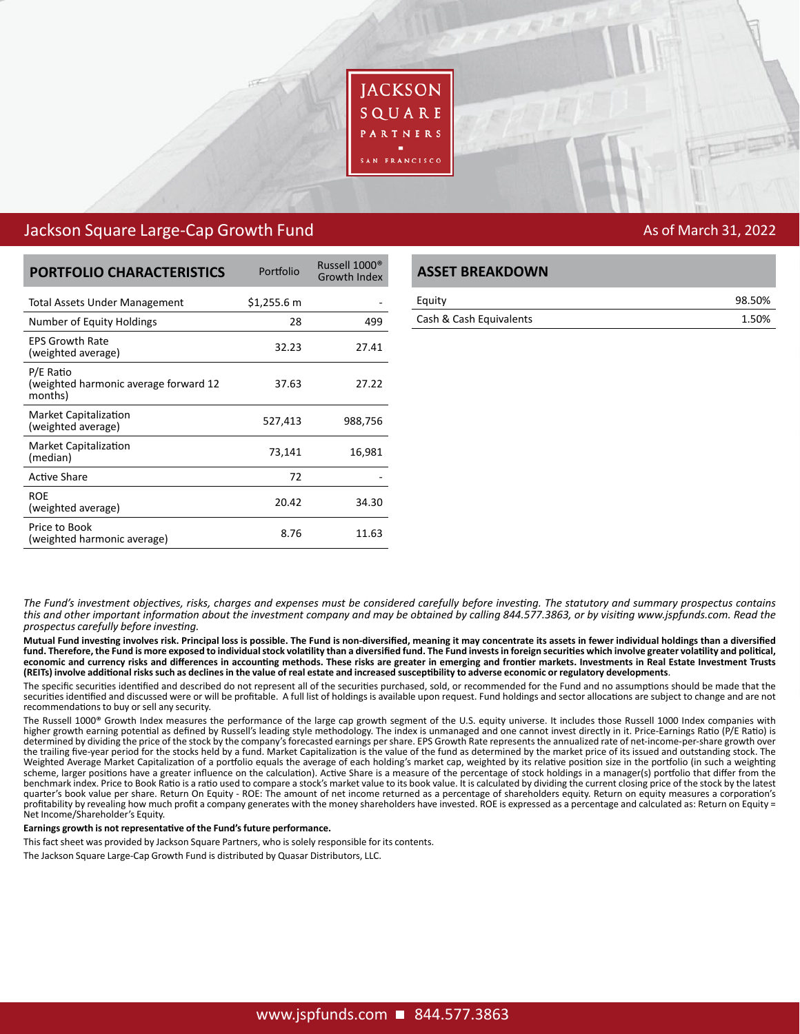JACKSON SQUARE PARTNERS SAN FRANCISCO

## Jackson Square Large-Cap Growth Fund

As of March 31, 2022

| PORTFOLIO CHARACTERISTICS | Portfolio | Russell 1000® Growth Index |
|---|---|---|
| Total Assets Under Management | $1,255.6 m | - |
| Number of Equity Holdings | 28 | 499 |
| EPS Growth Rate (weighted average) | 32.23 | 27.41 |
| P/E Ratio (weighted harmonic average forward 12 months) | 37.63 | 27.22 |
| Market Capitalization (weighted average) | 527,413 | 988,756 |
| Market Capitalization (median) | 73,141 | 16,981 |
| Active Share | 72 | - |
| ROE (weighted average) | 20.42 | 34.30 |
| Price to Book (weighted harmonic average) | 8.76 | 11.63 |

| ASSET BREAKDOWN | |
|---|---|
| Equity | 98.50% |
| Cash & Cash Equivalents | 1.50% |

*The Fund's investment objectives, risks, charges and expenses must be considered carefully before investing. The statutory and summary prospectus contains this and other important information about the investment company and may be obtained by calling 844.577.3863, or by visiting www.jspfunds.com. Read the prospectus carefully before investing.*

**Mutual Fund investing involves risk. Principal loss is possible. The Fund is non-diversified, meaning it may concentrate its assets in fewer individual holdings than a diversified fund. Therefore, the Fund is more exposed to individual stock volatility than a diversified fund. The Fund invests in foreign securities which involve greater volatility and political, economic and currency risks and differences in accounting methods. These risks are greater in emerging and frontier markets. Investments in Real Estate Investment Trusts (REITs) involve additional risks such as declines in the value of real estate and increased susceptibility to adverse economic or regulatory developments**.

The specific securities identified and described do not represent all of the securities purchased, sold, or recommended for the Fund and no assumptions should be made that the securities identified and discussed were or will be profitable. A full list of holdings is available upon request. Fund holdings and sector allocations are subject to change and are not recommendations to buy or sell any security.

The Russell 1000® Growth Index measures the performance of the large cap growth segment of the U.S. equity universe. It includes those Russell 1000 Index companies with higher growth earning potential as defined by Russell's leading style methodology. The index is unmanaged and one cannot invest directly in it. Price-Earnings Ratio (P/E Ratio) is determined by dividing the price of the stock by the company's forecasted earnings per share. EPS Growth Rate represents the annualized rate of net-income-per-share growth over the trailing five-year period for the stocks held by a fund. Market Capitalization is the value of the fund as determined by the market price of its issued and outstanding stock. The Weighted Average Market Capitalization of a portfolio equals the average of each holding's market cap, weighted by its relative position size in the portfolio (in such a weighting scheme, larger positions have a greater influence on the calculation). Active Share is a measure of the percentage of stock holdings in a manager(s) portfolio that differ from the benchmark index. Price to Book Ratio is a ratio used to compare a stock's market value to its book value. It is calculated by dividing the current closing price of the stock by the latest quarter's book value per share. Return On Equity - ROE: The amount of net income returned as a percentage of shareholders equity. Return on equity measures a corporation's profitability by revealing how much profit a company generates with the money shareholders have invested. ROE is expressed as a percentage and calculated as: Return on Equity = Net Income/Shareholder's Equity.

**Earnings growth is not representative of the Fund's future performance.**

This fact sheet was provided by Jackson Square Partners, who is solely responsible for its contents.

The Jackson Square Large-Cap Growth Fund is distributed by Quasar Distributors, LLC.

www.jspfunds.com ■ 844.577.3863